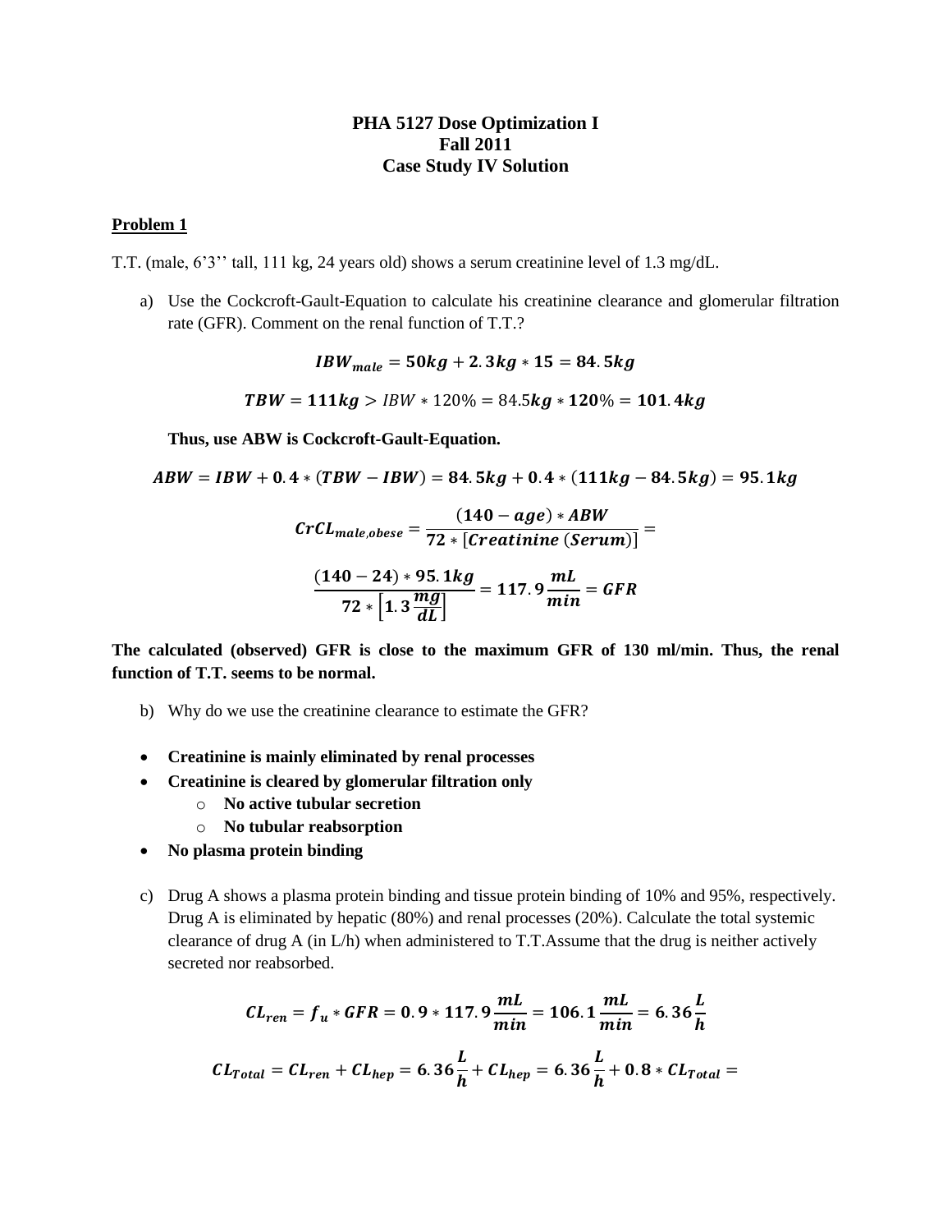# PHA 5127 Dose Optimization I
# Fall 2011
# Case Study IV Solution

## Problem 1

T.T. (male, 6'3'' tall, 111 kg, 24 years old) shows a serum creatinine level of 1.3 mg/dL.

a) Use the Cockcroft-Gault-Equation to calculate his creatinine clearance and glomerular filtration rate (GFR). Comment on the renal function of T.T.?

$$\boldsymbol{IBW_{male} = 50kg + 2.3kg * 15 = 84.5kg}$$

$$\boldsymbol{TBW = 111kg} > IBW * 120\% = 84.5\boldsymbol{kg * 120}\% = \boldsymbol{101.4kg}$$

**Thus, use ABW is Cockcroft-Gault-Equation.**

$$\boldsymbol{ABW = IBW + 0.4 * (TBW - IBW) = 84.5kg + 0.4 * (111kg - 84.5kg) = 95.1kg}$$

$$\boldsymbol{CrCL_{male,obese} = \frac{(140 - age) * ABW}{72 * [Creatinine\ (Serum)]} =}$$

$$\boldsymbol{\frac{(140 - 24) * 95.1kg}{72 * \left[1.3 \frac{mg}{dL}\right]} = 117.9 \frac{mL}{min} = GFR}$$

**The calculated (observed) GFR is close to the maximum GFR of 130 ml/min. Thus, the renal function of T.T. seems to be normal.**

b) Why do we use the creatinine clearance to estimate the GFR?

- **Creatinine is mainly eliminated by renal processes**
- **Creatinine is cleared by glomerular filtration only**
  - **No active tubular secretion**
  - **No tubular reabsorption**
- **No plasma protein binding**

c) Drug A shows a plasma protein binding and tissue protein binding of 10% and 95%, respectively. Drug A is eliminated by hepatic (80%) and renal processes (20%). Calculate the total systemic clearance of drug A (in L/h) when administered to T.T.Assume that the drug is neither actively secreted nor reabsorbed.

$$\boldsymbol{CL_{ren} = f_u * GFR = 0.9 * 117.9 \frac{mL}{min} = 106.1 \frac{mL}{min} = 6.36 \frac{L}{h}}$$

$$\boldsymbol{CL_{Total} = CL_{ren} + CL_{hep} = 6.36 \frac{L}{h} + CL_{hep} = 6.36 \frac{L}{h} + 0.8 * CL_{Total} =}$$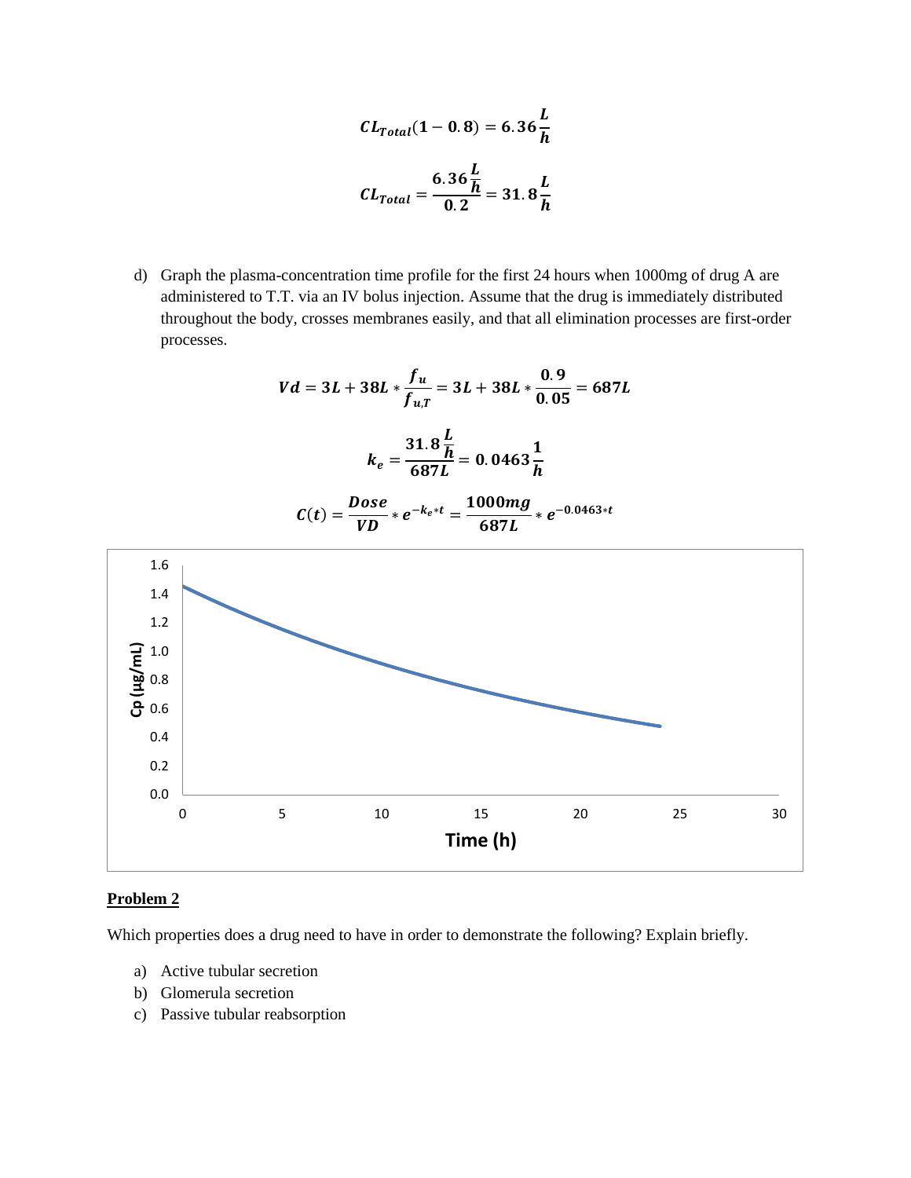$$CL_{Total}(1 - 0.8) = 6.36\frac{L}{h}$$

$$CL_{Total} = \frac{6.36\frac{L}{h}}{0.2} = 31.8\frac{L}{h}$$

d) Graph the plasma-concentration time profile for the first 24 hours when 1000mg of drug A are administered to T.T. via an IV bolus injection. Assume that the drug is immediately distributed throughout the body, crosses membranes easily, and that all elimination processes are first-order processes.

$$Vd = 3L + 38L * \frac{f_u}{f_{u,T}} = 3L + 38L * \frac{0.9}{0.05} = 687L$$

$$k_e = \frac{31.8\frac{L}{h}}{687L} = 0.0463\frac{1}{h}$$

$$C(t) = \frac{Dose}{VD} * e^{-k_e * t} = \frac{1000mg}{687L} * e^{-0.0463*t}$$

## Problem 2

Which properties does a drug need to have in order to demonstrate the following? Explain briefly.

a) Active tubular secretion
b) Glomerula secretion
c) Passive tubular reabsorption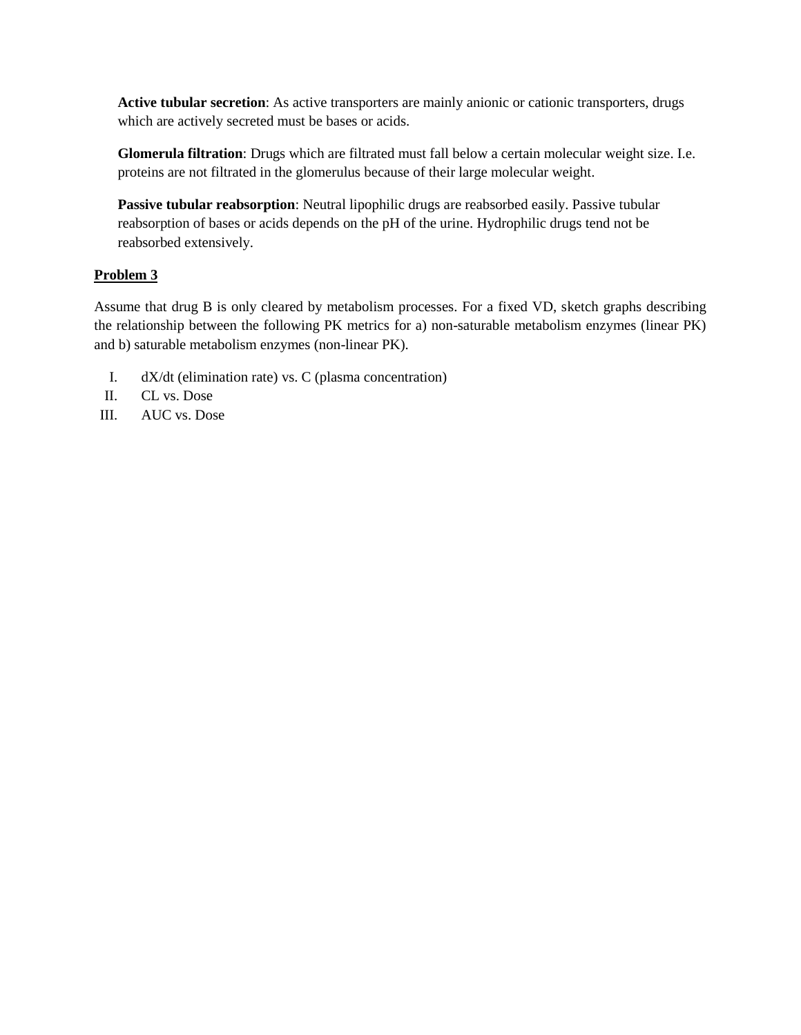**Active tubular secretion**: As active transporters are mainly anionic or cationic transporters, drugs which are actively secreted must be bases or acids.

**Glomerula filtration**: Drugs which are filtrated must fall below a certain molecular weight size. I.e. proteins are not filtrated in the glomerulus because of their large molecular weight.

**Passive tubular reabsorption**: Neutral lipophilic drugs are reabsorbed easily. Passive tubular reabsorption of bases or acids depends on the pH of the urine. Hydrophilic drugs tend not be reabsorbed extensively.

**<u>Problem 3</u>**

Assume that drug B is only cleared by metabolism processes. For a fixed VD, sketch graphs describing the relationship between the following PK metrics for a) non-saturable metabolism enzymes (linear PK) and b) saturable metabolism enzymes (non-linear PK).

I. dX/dt (elimination rate) vs. C (plasma concentration)
II. CL vs. Dose
III. AUC vs. Dose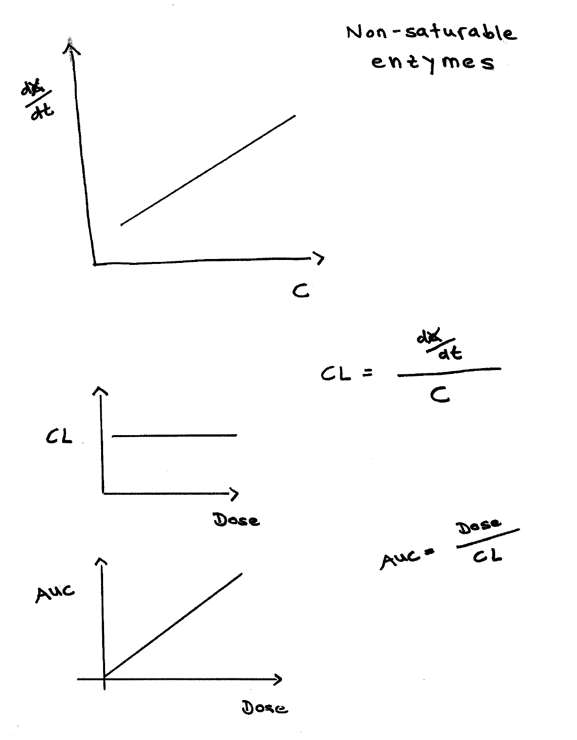# Non-saturable entymes

$$CL = \frac{dX/dt}{C}$$

$$AUC = \frac{Dose}{CL}$$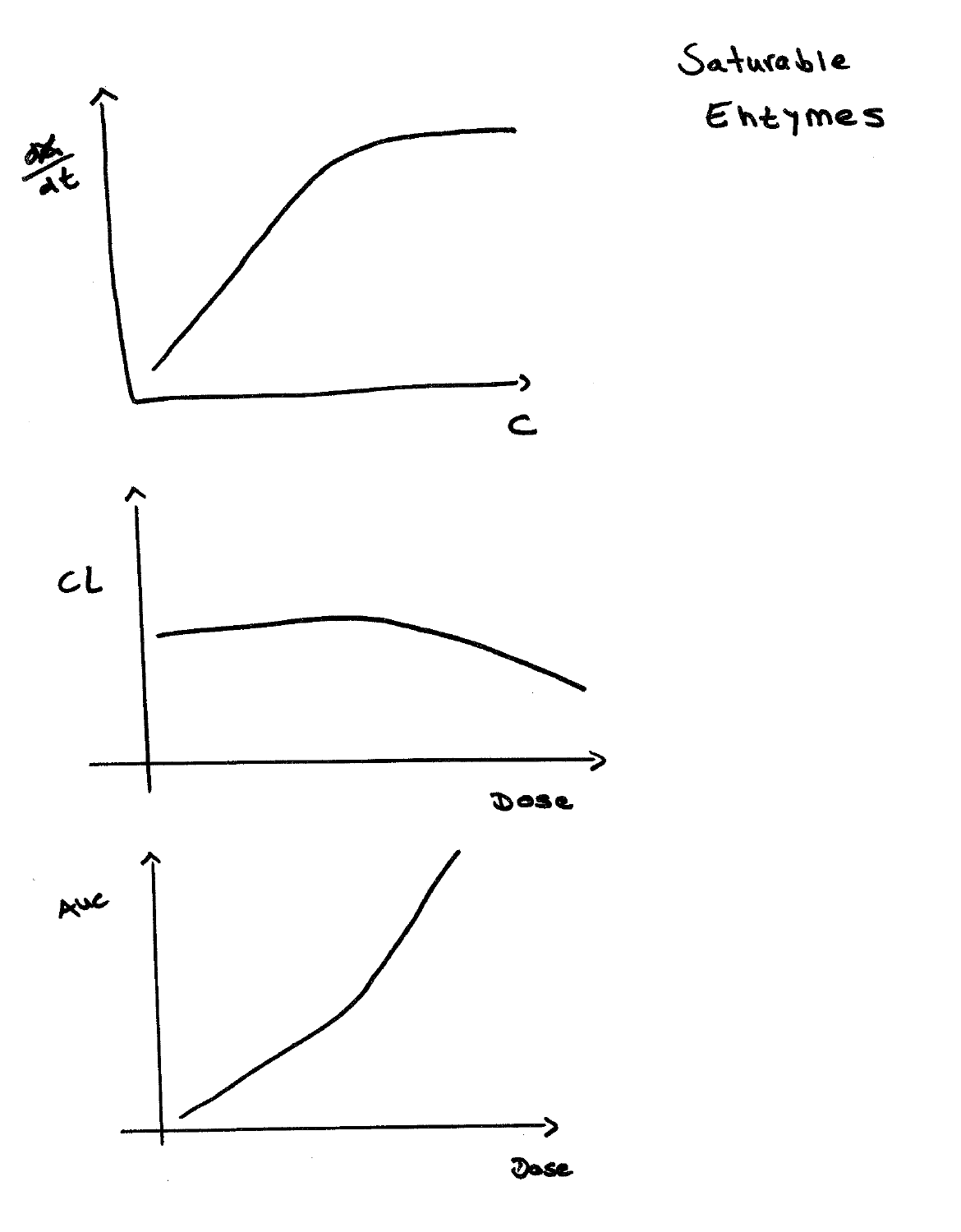Saturable Entymes

$\frac{dA}{dt}$

C

CL

Dose

AUC

Dose